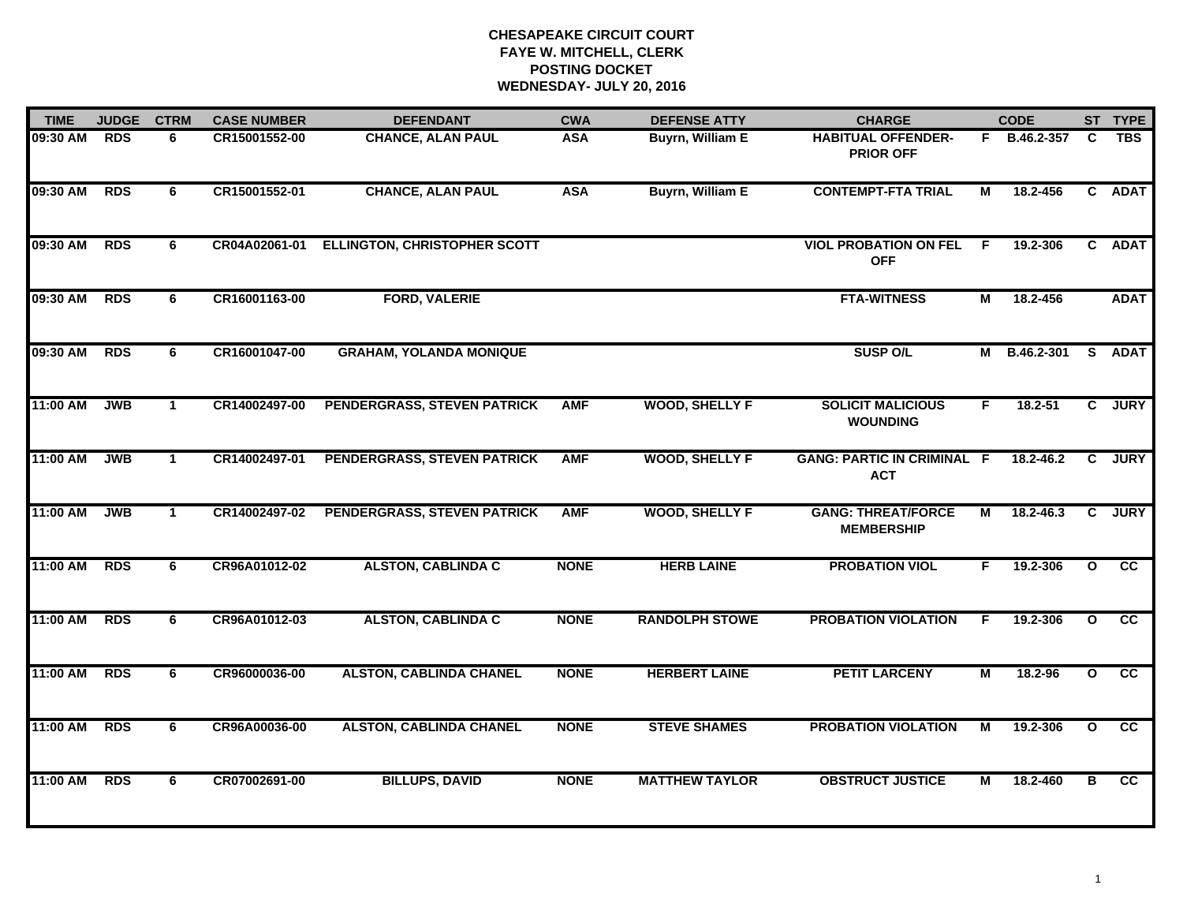# CHESAPEAKE CIRCUIT COURT
## FAYE W. MITCHELL, CLERK
## POSTING DOCKET
## WEDNESDAY- JULY 20, 2016

| TIME | JUDGE | CTRM | CASE NUMBER | DEFENDANT | CWA | DEFENSE ATTY | CHARGE | | CODE | ST | TYPE |
|---|---|---|---|---|---|---|---|---|---|---|---|
| 09:30 AM | RDS | 6 | CR15001552-00 | CHANCE, ALAN PAUL | ASA | Buyrn, William E | HABITUAL OFFENDER-PRIOR OFF | F | B.46.2-357 | C | TBS |
| 09:30 AM | RDS | 6 | CR15001552-01 | CHANCE, ALAN PAUL | ASA | Buyrn, William E | CONTEMPT-FTA TRIAL | M | 18.2-456 | C | ADAT |
| 09:30 AM | RDS | 6 | CR04A02061-01 | ELLINGTON, CHRISTOPHER SCOTT | | | VIOL PROBATION ON FEL OFF | F | 19.2-306 | C | ADAT |
| 09:30 AM | RDS | 6 | CR16001163-00 | FORD, VALERIE | | | FTA-WITNESS | M | 18.2-456 | | ADAT |
| 09:30 AM | RDS | 6 | CR16001047-00 | GRAHAM, YOLANDA MONIQUE | | | SUSP O/L | M | B.46.2-301 | S | ADAT |
| 11:00 AM | JWB | 1 | CR14002497-00 | PENDERGRASS, STEVEN PATRICK | AMF | WOOD, SHELLY F | SOLICIT MALICIOUS WOUNDING | F | 18.2-51 | C | JURY |
| 11:00 AM | JWB | 1 | CR14002497-01 | PENDERGRASS, STEVEN PATRICK | AMF | WOOD, SHELLY F | GANG: PARTIC IN CRIMINAL ACT | F | 18.2-46.2 | C | JURY |
| 11:00 AM | JWB | 1 | CR14002497-02 | PENDERGRASS, STEVEN PATRICK | AMF | WOOD, SHELLY F | GANG: THREAT/FORCE MEMBERSHIP | M | 18.2-46.3 | C | JURY |
| 11:00 AM | RDS | 6 | CR96A01012-02 | ALSTON, CABLINDA C | NONE | HERB LAINE | PROBATION VIOL | F | 19.2-306 | O | CC |
| 11:00 AM | RDS | 6 | CR96A01012-03 | ALSTON, CABLINDA C | NONE | RANDOLPH STOWE | PROBATION VIOLATION | F | 19.2-306 | O | CC |
| 11:00 AM | RDS | 6 | CR96000036-00 | ALSTON, CABLINDA CHANEL | NONE | HERBERT LAINE | PETIT LARCENY | M | 18.2-96 | O | CC |
| 11:00 AM | RDS | 6 | CR96A00036-00 | ALSTON, CABLINDA CHANEL | NONE | STEVE SHAMES | PROBATION VIOLATION | M | 19.2-306 | O | CC |
| 11:00 AM | RDS | 6 | CR07002691-00 | BILLUPS, DAVID | NONE | MATTHEW TAYLOR | OBSTRUCT JUSTICE | M | 18.2-460 | B | CC |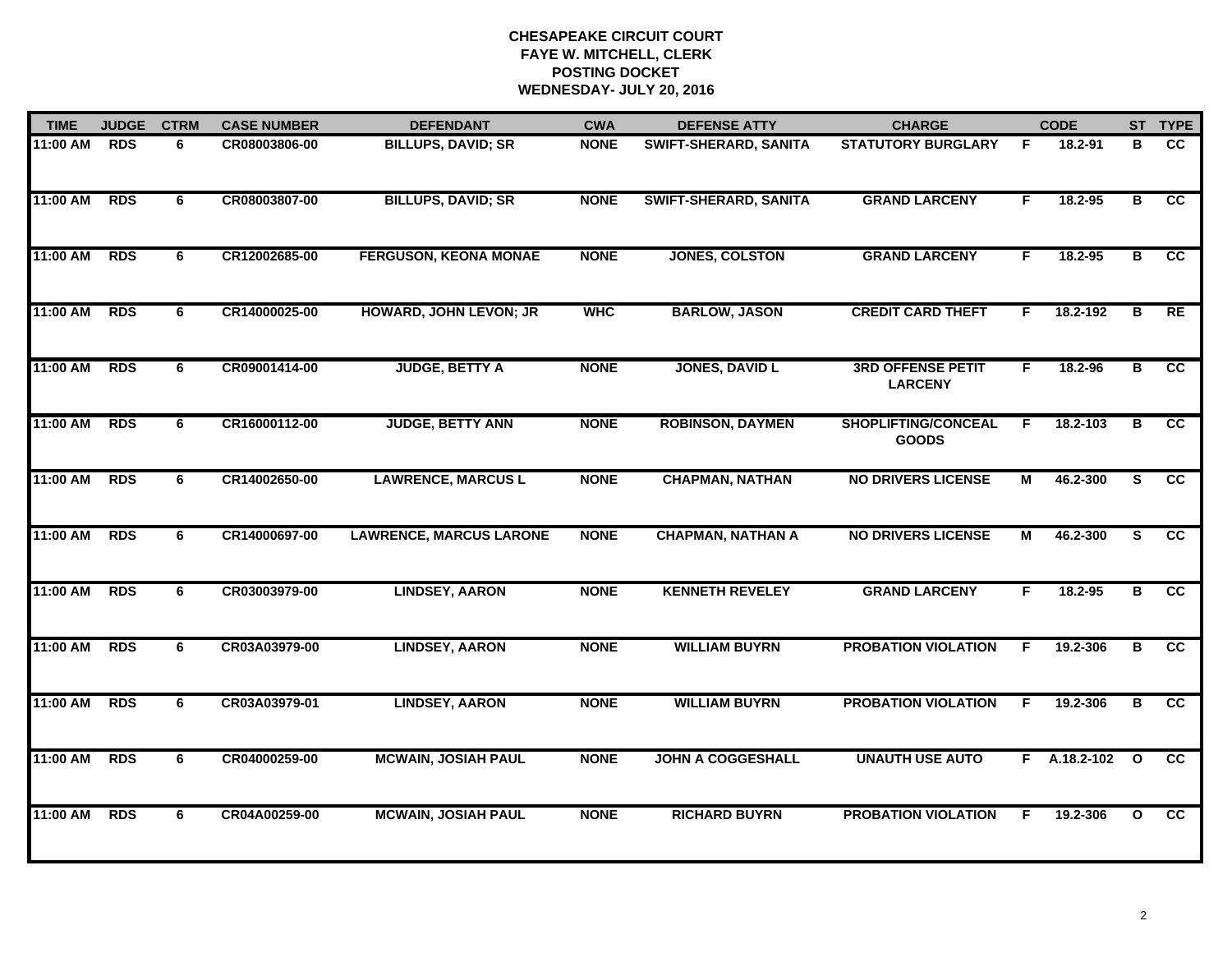**CHESAPEAKE CIRCUIT COURT**
**FAYE W. MITCHELL, CLERK**
**POSTING DOCKET**
**WEDNESDAY- JULY 20, 2016**

| TIME | JUDGE | CTRM | CASE NUMBER | DEFENDANT | CWA | DEFENSE ATTY | CHARGE | | CODE | ST | TYPE |
|---|---|---|---|---|---|---|---|---|---|---|---|
| 11:00 AM | RDS | 6 | CR08003806-00 | BILLUPS, DAVID; SR | NONE | SWIFT-SHERARD, SANITA | STATUTORY BURGLARY | F | 18.2-91 | B | CC |
| 11:00 AM | RDS | 6 | CR08003807-00 | BILLUPS, DAVID; SR | NONE | SWIFT-SHERARD, SANITA | GRAND LARCENY | F | 18.2-95 | B | CC |
| 11:00 AM | RDS | 6 | CR12002685-00 | FERGUSON, KEONA MONAE | NONE | JONES, COLSTON | GRAND LARCENY | F | 18.2-95 | B | CC |
| 11:00 AM | RDS | 6 | CR14000025-00 | HOWARD, JOHN LEVON; JR | WHC | BARLOW, JASON | CREDIT CARD THEFT | F | 18.2-192 | B | RE |
| 11:00 AM | RDS | 6 | CR09001414-00 | JUDGE, BETTY A | NONE | JONES, DAVID L | 3RD OFFENSE PETIT LARCENY | F | 18.2-96 | B | CC |
| 11:00 AM | RDS | 6 | CR16000112-00 | JUDGE, BETTY ANN | NONE | ROBINSON, DAYMEN | SHOPLIFTING/CONCEAL GOODS | F | 18.2-103 | B | CC |
| 11:00 AM | RDS | 6 | CR14002650-00 | LAWRENCE, MARCUS L | NONE | CHAPMAN, NATHAN | NO DRIVERS LICENSE | M | 46.2-300 | S | CC |
| 11:00 AM | RDS | 6 | CR14000697-00 | LAWRENCE, MARCUS LARONE | NONE | CHAPMAN, NATHAN A | NO DRIVERS LICENSE | M | 46.2-300 | S | CC |
| 11:00 AM | RDS | 6 | CR03003979-00 | LINDSEY, AARON | NONE | KENNETH REVELEY | GRAND LARCENY | F | 18.2-95 | B | CC |
| 11:00 AM | RDS | 6 | CR03A03979-00 | LINDSEY, AARON | NONE | WILLIAM BUYRN | PROBATION VIOLATION | F | 19.2-306 | B | CC |
| 11:00 AM | RDS | 6 | CR03A03979-01 | LINDSEY, AARON | NONE | WILLIAM BUYRN | PROBATION VIOLATION | F | 19.2-306 | B | CC |
| 11:00 AM | RDS | 6 | CR04000259-00 | MCWAIN, JOSIAH PAUL | NONE | JOHN A COGGESHALL | UNAUTH USE AUTO | F | A.18.2-102 | O | CC |
| 11:00 AM | RDS | 6 | CR04A00259-00 | MCWAIN, JOSIAH PAUL | NONE | RICHARD BUYRN | PROBATION VIOLATION | F | 19.2-306 | O | CC |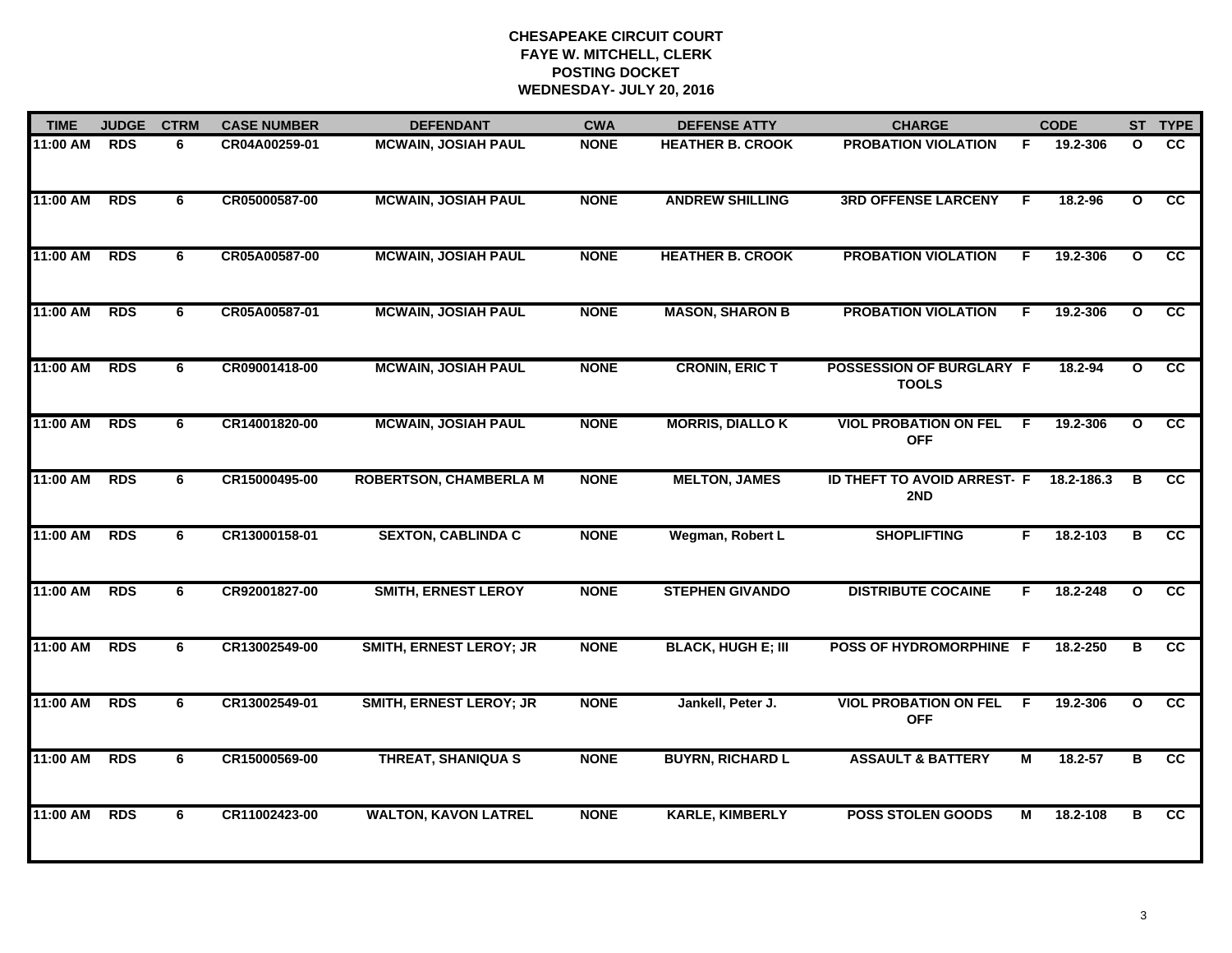# CHESAPEAKE CIRCUIT COURT
## FAYE W. MITCHELL, CLERK
## POSTING DOCKET
## WEDNESDAY- JULY 20, 2016

| TIME | JUDGE | CTRM | CASE NUMBER | DEFENDANT | CWA | DEFENSE ATTY | CHARGE | | CODE | ST | TYPE |
|---|---|---|---|---|---|---|---|---|---|---|---|
| 11:00 AM | RDS | 6 | CR04A00259-01 | MCWAIN, JOSIAH PAUL | NONE | HEATHER B. CROOK | PROBATION VIOLATION | F | 19.2-306 | O | CC |
| 11:00 AM | RDS | 6 | CR05000587-00 | MCWAIN, JOSIAH PAUL | NONE | ANDREW SHILLING | 3RD OFFENSE LARCENY | F | 18.2-96 | O | CC |
| 11:00 AM | RDS | 6 | CR05A00587-00 | MCWAIN, JOSIAH PAUL | NONE | HEATHER B. CROOK | PROBATION VIOLATION | F | 19.2-306 | O | CC |
| 11:00 AM | RDS | 6 | CR05A00587-01 | MCWAIN, JOSIAH PAUL | NONE | MASON, SHARON B | PROBATION VIOLATION | F | 19.2-306 | O | CC |
| 11:00 AM | RDS | 6 | CR09001418-00 | MCWAIN, JOSIAH PAUL | NONE | CRONIN, ERIC T | POSSESSION OF BURGLARY TOOLS | F | 18.2-94 | O | CC |
| 11:00 AM | RDS | 6 | CR14001820-00 | MCWAIN, JOSIAH PAUL | NONE | MORRIS, DIALLO K | VIOL PROBATION ON FEL OFF | F | 19.2-306 | O | CC |
| 11:00 AM | RDS | 6 | CR15000495-00 | ROBERTSON, CHAMBERLA M | NONE | MELTON, JAMES | ID THEFT TO AVOID ARREST- 2ND | F | 18.2-186.3 | B | CC |
| 11:00 AM | RDS | 6 | CR13000158-01 | SEXTON, CABLINDA C | NONE | Wegman, Robert L | SHOPLIFTING | F | 18.2-103 | B | CC |
| 11:00 AM | RDS | 6 | CR92001827-00 | SMITH, ERNEST LEROY | NONE | STEPHEN GIVANDO | DISTRIBUTE COCAINE | F | 18.2-248 | O | CC |
| 11:00 AM | RDS | 6 | CR13002549-00 | SMITH, ERNEST LEROY; JR | NONE | BLACK, HUGH E; III | POSS OF HYDROMORPHINE | F | 18.2-250 | B | CC |
| 11:00 AM | RDS | 6 | CR13002549-01 | SMITH, ERNEST LEROY; JR | NONE | Jankell, Peter J. | VIOL PROBATION ON FEL OFF | F | 19.2-306 | O | CC |
| 11:00 AM | RDS | 6 | CR15000569-00 | THREAT, SHANIQUA S | NONE | BUYRN, RICHARD L | ASSAULT & BATTERY | M | 18.2-57 | B | CC |
| 11:00 AM | RDS | 6 | CR11002423-00 | WALTON, KAVON LATREL | NONE | KARLE, KIMBERLY | POSS STOLEN GOODS | M | 18.2-108 | B | CC |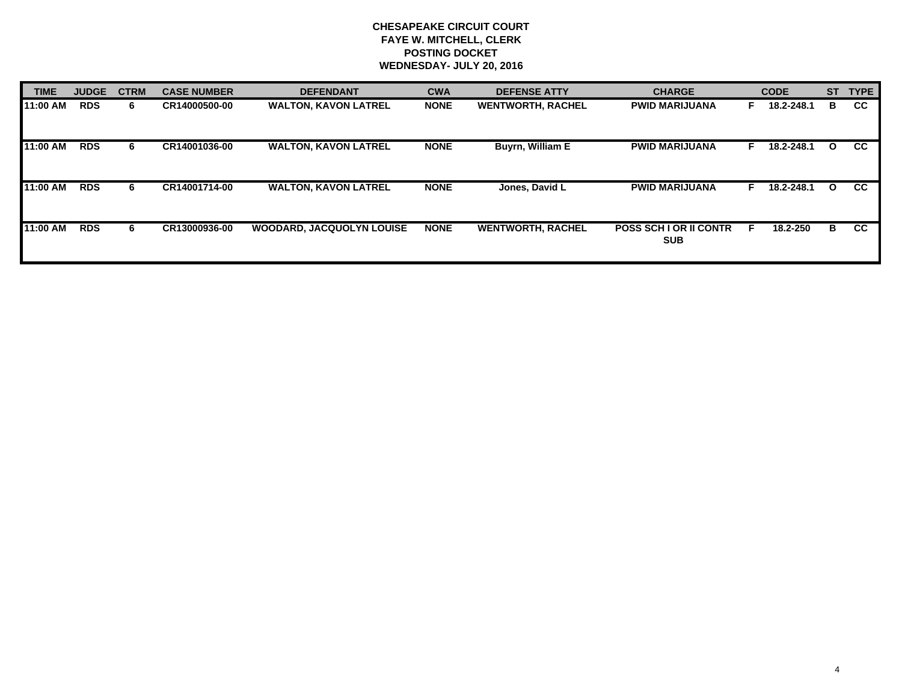**CHESAPEAKE CIRCUIT COURT**
**FAYE W. MITCHELL, CLERK**
**POSTING DOCKET**
**WEDNESDAY- JULY 20, 2016**

| TIME | JUDGE | CTRM | CASE NUMBER | DEFENDANT | CWA | DEFENSE ATTY | CHARGE | | CODE | ST | TYPE |
|---|---|---|---|---|---|---|---|---|---|---|---|
| 11:00 AM | RDS | 6 | CR14000500-00 | WALTON, KAVON LATREL | NONE | WENTWORTH, RACHEL | PWID MARIJUANA | F | 18.2-248.1 | B | CC |
| 11:00 AM | RDS | 6 | CR14001036-00 | WALTON, KAVON LATREL | NONE | Buyrn, William E | PWID MARIJUANA | F | 18.2-248.1 | O | CC |
| 11:00 AM | RDS | 6 | CR14001714-00 | WALTON, KAVON LATREL | NONE | Jones, David L | PWID MARIJUANA | F | 18.2-248.1 | O | CC |
| 11:00 AM | RDS | 6 | CR13000936-00 | WOODARD, JACQUOLYN LOUISE | NONE | WENTWORTH, RACHEL | POSS SCH I OR II CONTR SUB | F | 18.2-250 | B | CC |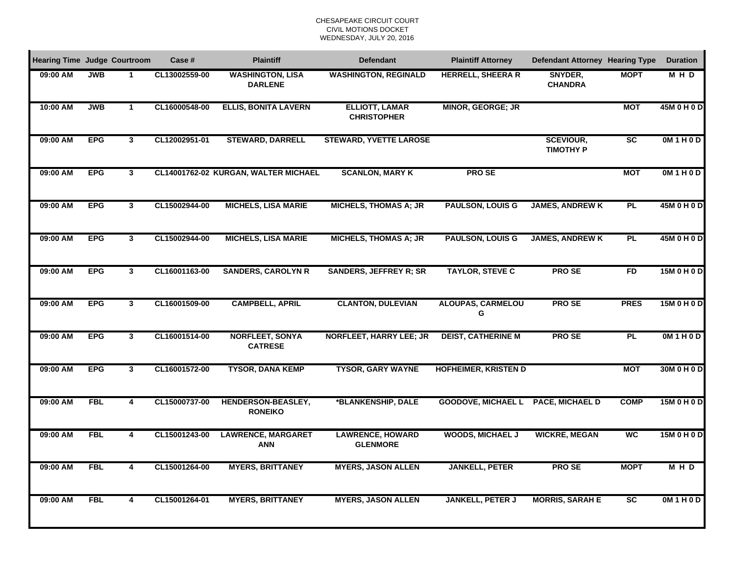CHESAPEAKE CIRCUIT COURT
CIVIL MOTIONS DOCKET
WEDNESDAY, JULY 20, 2016

| Hearing Time | Judge | Courtroom | Case # | Plaintiff | Defendant | Plaintiff Attorney | Defendant Attorney | Hearing Type | Duration |
|---|---|---|---|---|---|---|---|---|---|
| 09:00 AM | JWB | 1 | CL13002559-00 | WASHINGTON, LISA DARLENE | WASHINGTON, REGINALD | HERRELL, SHEERA R | SNYDER, CHANDRA | MOPT | M H D |
| 10:00 AM | JWB | 1 | CL16000548-00 | ELLIS, BONITA LAVERN | ELLIOTT, LAMAR CHRISTOPHER | MINOR, GEORGE; JR | | MOT | 45M 0 H 0 D |
| 09:00 AM | EPG | 3 | CL12002951-01 | STEWARD, DARRELL | STEWARD, YVETTE LAROSE | | SCEVIOUR, TIMOTHY P | SC | 0M 1 H 0 D |
| 09:00 AM | EPG | 3 | CL14001762-02 | KURGAN, WALTER MICHAEL | SCANLON, MARY K | PRO SE | | MOT | 0M 1 H 0 D |
| 09:00 AM | EPG | 3 | CL15002944-00 | MICHELS, LISA MARIE | MICHELS, THOMAS A; JR | PAULSON, LOUIS G | JAMES, ANDREW K | PL | 45M 0 H 0 D |
| 09:00 AM | EPG | 3 | CL15002944-00 | MICHELS, LISA MARIE | MICHELS, THOMAS A; JR | PAULSON, LOUIS G | JAMES, ANDREW K | PL | 45M 0 H 0 D |
| 09:00 AM | EPG | 3 | CL16001163-00 | SANDERS, CAROLYN R | SANDERS, JEFFREY R; SR | TAYLOR, STEVE C | PRO SE | FD | 15M 0 H 0 D |
| 09:00 AM | EPG | 3 | CL16001509-00 | CAMPBELL, APRIL | CLANTON, DULEVIAN | ALOUPAS, CARMELOU G | PRO SE | PRES | 15M 0 H 0 D |
| 09:00 AM | EPG | 3 | CL16001514-00 | NORFLEET, SONYA CATRESE | NORFLEET, HARRY LEE; JR | DEIST, CATHERINE M | PRO SE | PL | 0M 1 H 0 D |
| 09:00 AM | EPG | 3 | CL16001572-00 | TYSOR, DANA KEMP | TYSOR, GARY WAYNE | HOFHEIMER, KRISTEN D | | MOT | 30M 0 H 0 D |
| 09:00 AM | FBL | 4 | CL15000737-00 | HENDERSON-BEASLEY, RONEIKO | *BLANKENSHIP, DALE | GOODOVE, MICHAEL L | PACE, MICHAEL D | COMP | 15M 0 H 0 D |
| 09:00 AM | FBL | 4 | CL15001243-00 | LAWRENCE, MARGARET ANN | LAWRENCE, HOWARD GLENMORE | WOODS, MICHAEL J | WICKRE, MEGAN | WC | 15M 0 H 0 D |
| 09:00 AM | FBL | 4 | CL15001264-00 | MYERS, BRITTANEY | MYERS, JASON ALLEN | JANKELL, PETER | PRO SE | MOPT | M H D |
| 09:00 AM | FBL | 4 | CL15001264-01 | MYERS, BRITTANEY | MYERS, JASON ALLEN | JANKELL, PETER J | MORRIS, SARAH E | SC | 0M 1 H 0 D |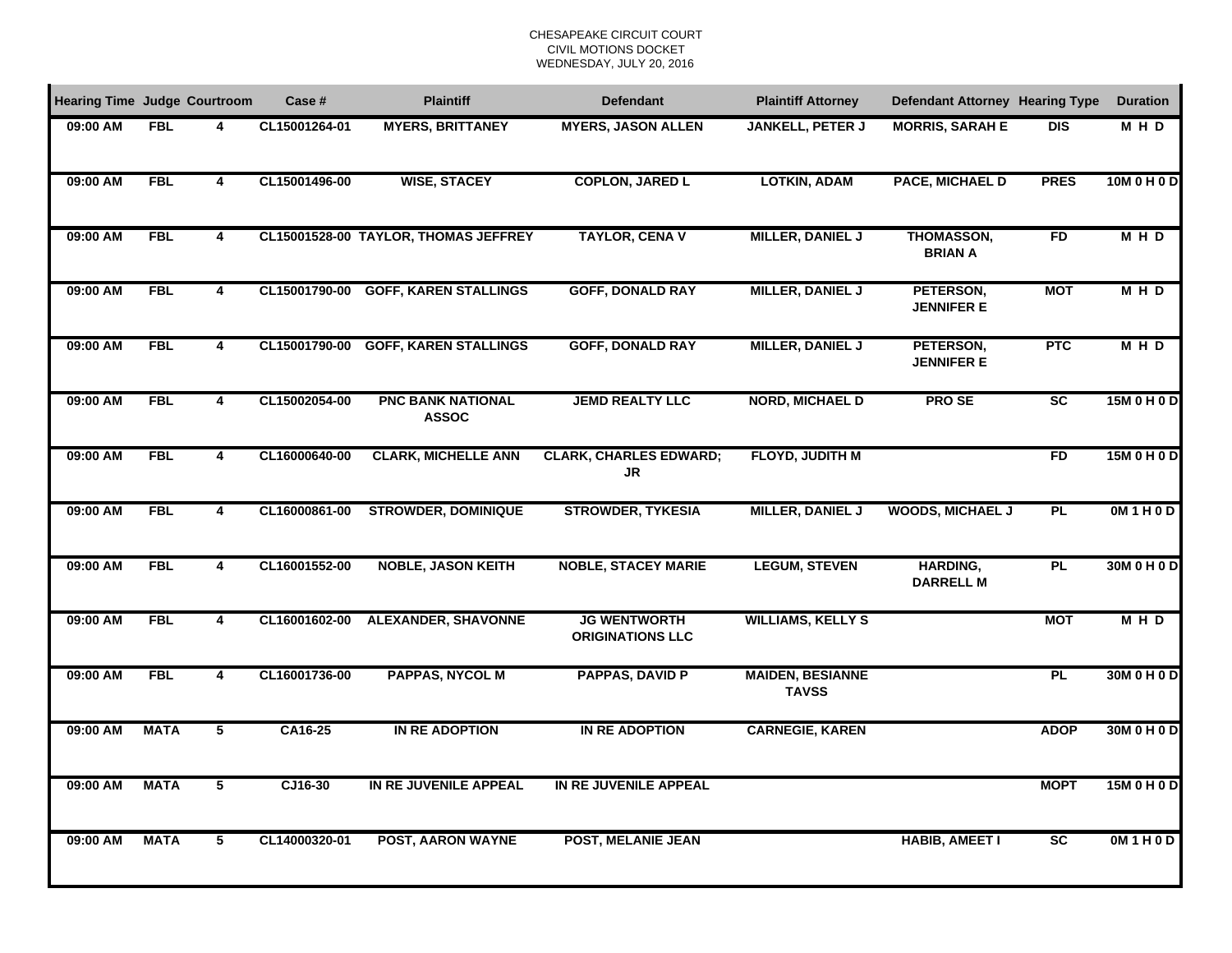CHESAPEAKE CIRCUIT COURT
CIVIL MOTIONS DOCKET
WEDNESDAY, JULY 20, 2016

| Hearing Time | Judge | Courtroom | Case # | Plaintiff | Defendant | Plaintiff Attorney | Defendant Attorney | Hearing Type | Duration |
|---|---|---|---|---|---|---|---|---|---|
| 09:00 AM | FBL | 4 | CL15001264-01 | MYERS, BRITTANEY | MYERS, JASON ALLEN | JANKELL, PETER J | MORRIS, SARAH E | DIS | M H D |
| 09:00 AM | FBL | 4 | CL15001496-00 | WISE, STACEY | COPLON, JARED L | LOTKIN, ADAM | PACE, MICHAEL D | PRES | 10M 0 H 0 D |
| 09:00 AM | FBL | 4 | CL15001528-00 | TAYLOR, THOMAS JEFFREY | TAYLOR, CENA V | MILLER, DANIEL J | THOMASSON, BRIAN A | FD | M H D |
| 09:00 AM | FBL | 4 | CL15001790-00 | GOFF, KAREN STALLINGS | GOFF, DONALD RAY | MILLER, DANIEL J | PETERSON, JENNIFER E | MOT | M H D |
| 09:00 AM | FBL | 4 | CL15001790-00 | GOFF, KAREN STALLINGS | GOFF, DONALD RAY | MILLER, DANIEL J | PETERSON, JENNIFER E | PTC | M H D |
| 09:00 AM | FBL | 4 | CL15002054-00 | PNC BANK NATIONAL ASSOC | JEMD REALTY LLC | NORD, MICHAEL D | PRO SE | SC | 15M 0 H 0 D |
| 09:00 AM | FBL | 4 | CL16000640-00 | CLARK, MICHELLE ANN | CLARK, CHARLES EDWARD; JR | FLOYD, JUDITH M | | FD | 15M 0 H 0 D |
| 09:00 AM | FBL | 4 | CL16000861-00 | STROWDER, DOMINIQUE | STROWDER, TYKESIA | MILLER, DANIEL J | WOODS, MICHAEL J | PL | 0M 1 H 0 D |
| 09:00 AM | FBL | 4 | CL16001552-00 | NOBLE, JASON KEITH | NOBLE, STACEY MARIE | LEGUM, STEVEN | HARDING, DARRELL M | PL | 30M 0 H 0 D |
| 09:00 AM | FBL | 4 | CL16001602-00 | ALEXANDER, SHAVONNE | JG WENTWORTH ORIGINATIONS LLC | WILLIAMS, KELLY S | | MOT | M H D |
| 09:00 AM | FBL | 4 | CL16001736-00 | PAPPAS, NYCOL M | PAPPAS, DAVID P | MAIDEN, BESIANNE TAVSS | | PL | 30M 0 H 0 D |
| 09:00 AM | MATA | 5 | CA16-25 | IN RE ADOPTION | IN RE ADOPTION | CARNEGIE, KAREN | | ADOP | 30M 0 H 0 D |
| 09:00 AM | MATA | 5 | CJ16-30 | IN RE JUVENILE APPEAL | IN RE JUVENILE APPEAL | | | MOPT | 15M 0 H 0 D |
| 09:00 AM | MATA | 5 | CL14000320-01 | POST, AARON WAYNE | POST, MELANIE JEAN | | HABIB, AMEET I | SC | 0M 1 H 0 D |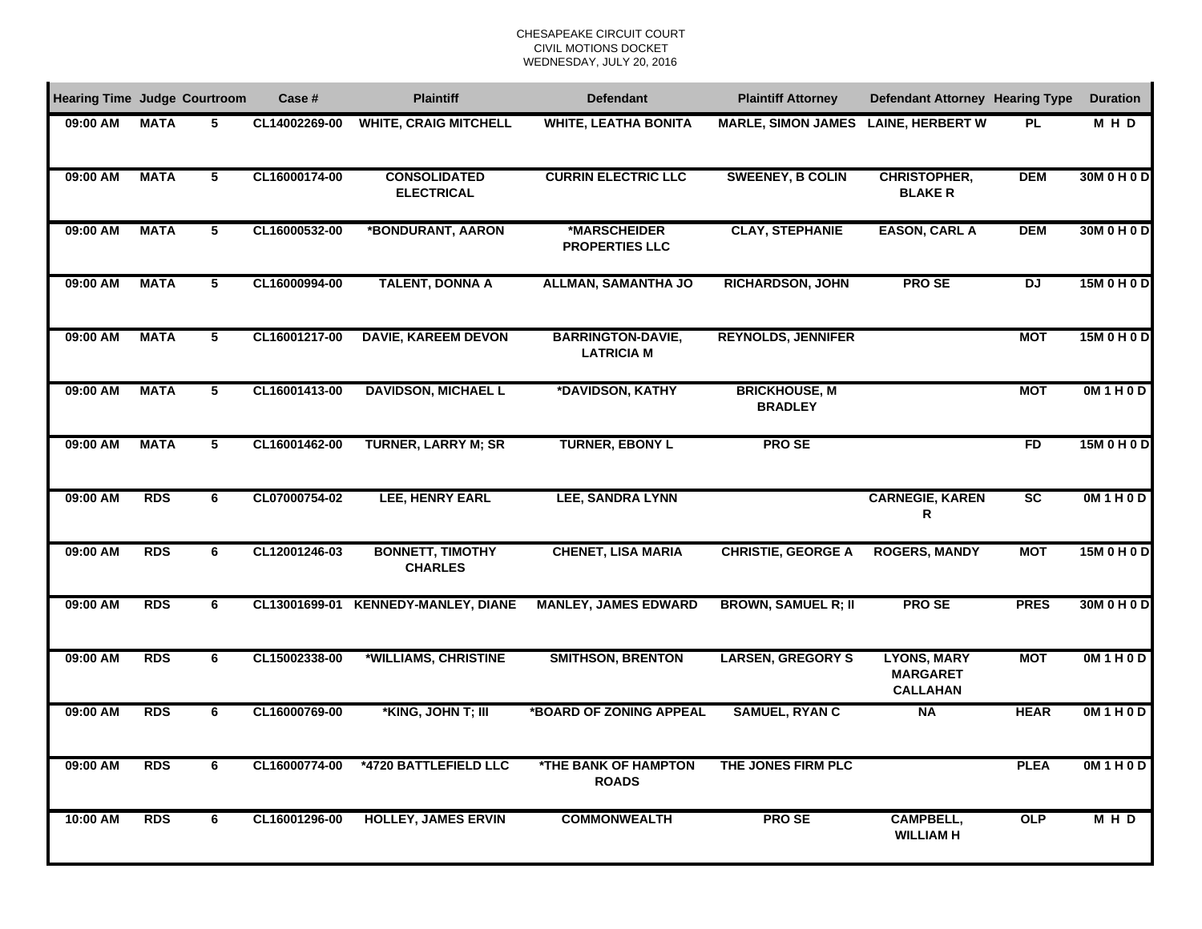CHESAPEAKE CIRCUIT COURT
CIVIL MOTIONS DOCKET
WEDNESDAY, JULY 20, 2016

| Hearing Time | Judge | Courtroom | Case # | Plaintiff | Defendant | Plaintiff Attorney | Defendant Attorney | Hearing Type | Duration |
|---|---|---|---|---|---|---|---|---|---|
| 09:00 AM | MATA | 5 | CL14002269-00 | WHITE, CRAIG MITCHELL | WHITE, LEATHA BONITA | MARLE, SIMON JAMES | LAINE, HERBERT W | PL | M H D |
| 09:00 AM | MATA | 5 | CL16000174-00 | CONSOLIDATED ELECTRICAL | CURRIN ELECTRIC LLC | SWEENEY, B COLIN | CHRISTOPHER, BLAKE R | DEM | 30M 0 H 0 D |
| 09:00 AM | MATA | 5 | CL16000532-00 | *BONDURANT, AARON | *MARSCHEIDER PROPERTIES LLC | CLAY, STEPHANIE | EASON, CARL A | DEM | 30M 0 H 0 D |
| 09:00 AM | MATA | 5 | CL16000994-00 | TALENT, DONNA A | ALLMAN, SAMANTHA JO | RICHARDSON, JOHN | PRO SE | DJ | 15M 0 H 0 D |
| 09:00 AM | MATA | 5 | CL16001217-00 | DAVIE, KAREEM DEVON | BARRINGTON-DAVIE, LATRICIA M | REYNOLDS, JENNIFER | | MOT | 15M 0 H 0 D |
| 09:00 AM | MATA | 5 | CL16001413-00 | DAVIDSON, MICHAEL L | *DAVIDSON, KATHY | BRICKHOUSE, M BRADLEY | | MOT | 0M 1 H 0 D |
| 09:00 AM | MATA | 5 | CL16001462-00 | TURNER, LARRY M; SR | TURNER, EBONY L | PRO SE | | FD | 15M 0 H 0 D |
| 09:00 AM | RDS | 6 | CL07000754-02 | LEE, HENRY EARL | LEE, SANDRA LYNN | | CARNEGIE, KAREN R | SC | 0M 1 H 0 D |
| 09:00 AM | RDS | 6 | CL12001246-03 | BONNETT, TIMOTHY CHARLES | CHENET, LISA MARIA | CHRISTIE, GEORGE A | ROGERS, MANDY | MOT | 15M 0 H 0 D |
| 09:00 AM | RDS | 6 | CL13001699-01 | KENNEDY-MANLEY, DIANE | MANLEY, JAMES EDWARD | BROWN, SAMUEL R; II | PRO SE | PRES | 30M 0 H 0 D |
| 09:00 AM | RDS | 6 | CL15002338-00 | *WILLIAMS, CHRISTINE | SMITHSON, BRENTON | LARSEN, GREGORY S | LYONS, MARY MARGARET CALLAHAN | MOT | 0M 1 H 0 D |
| 09:00 AM | RDS | 6 | CL16000769-00 | *KING, JOHN T; III | *BOARD OF ZONING APPEAL | SAMUEL, RYAN C | NA | HEAR | 0M 1 H 0 D |
| 09:00 AM | RDS | 6 | CL16000774-00 | *4720 BATTLEFIELD LLC | *THE BANK OF HAMPTON ROADS | THE JONES FIRM PLC | | PLEA | 0M 1 H 0 D |
| 10:00 AM | RDS | 6 | CL16001296-00 | HOLLEY, JAMES ERVIN | COMMONWEALTH | PRO SE | CAMPBELL, WILLIAM H | OLP | M H D |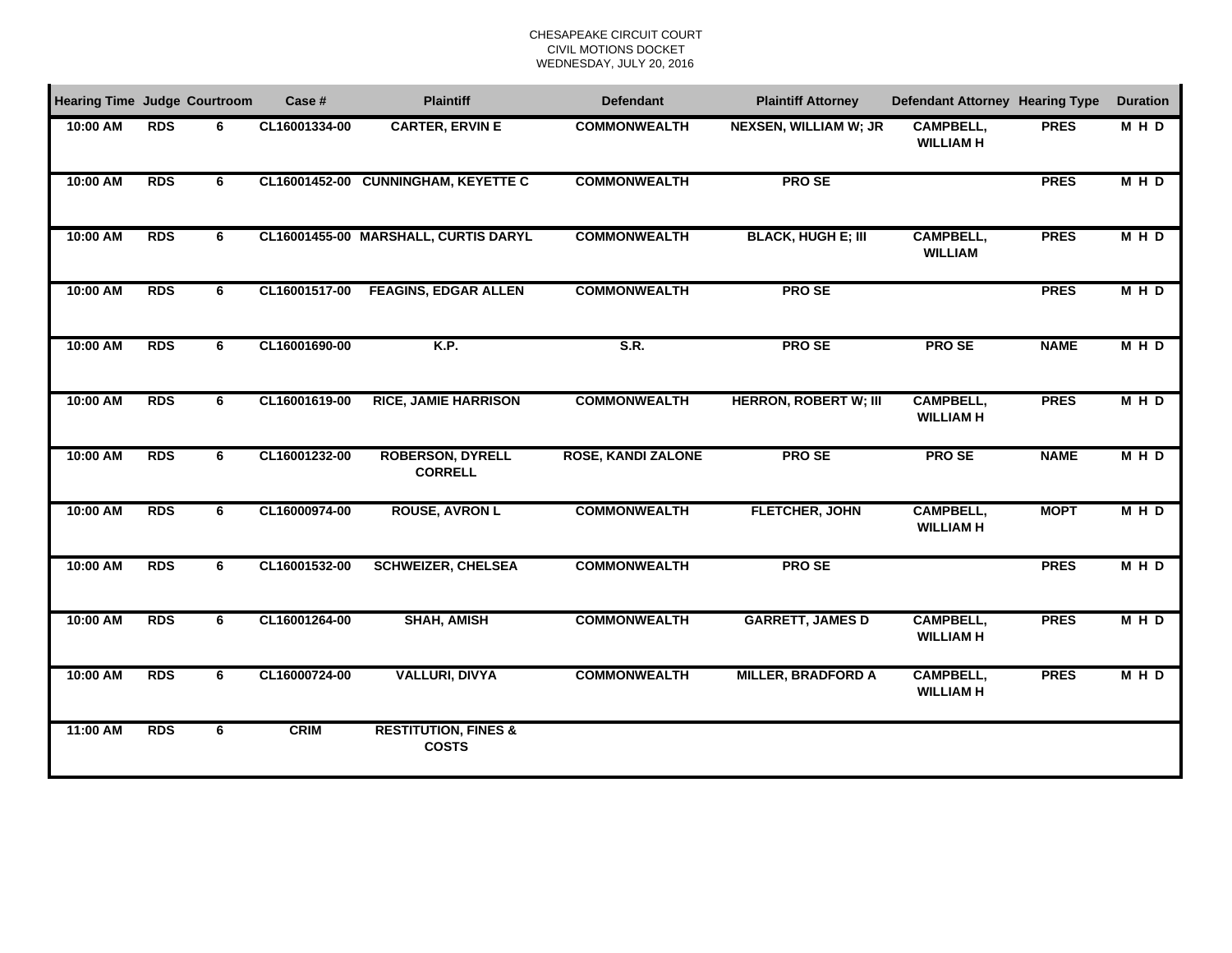CHESAPEAKE CIRCUIT COURT
CIVIL MOTIONS DOCKET
WEDNESDAY, JULY 20, 2016

| Hearing Time | Judge | Courtroom | Case # | Plaintiff | Defendant | Plaintiff Attorney | Defendant Attorney | Hearing Type | Duration |
|---|---|---|---|---|---|---|---|---|---|
| 10:00 AM | RDS | 6 | CL16001334-00 | CARTER, ERVIN E | COMMONWEALTH | NEXSEN, WILLIAM W; JR | CAMPBELL, WILLIAM H | PRES | M H D |
| 10:00 AM | RDS | 6 | CL16001452-00 | CUNNINGHAM, KEYETTE C | COMMONWEALTH | PRO SE | | PRES | M H D |
| 10:00 AM | RDS | 6 | CL16001455-00 | MARSHALL, CURTIS DARYL | COMMONWEALTH | BLACK, HUGH E; III | CAMPBELL, WILLIAM | PRES | M H D |
| 10:00 AM | RDS | 6 | CL16001517-00 | FEAGINS, EDGAR ALLEN | COMMONWEALTH | PRO SE | | PRES | M H D |
| 10:00 AM | RDS | 6 | CL16001690-00 | K.P. | S.R. | PRO SE | PRO SE | NAME | M H D |
| 10:00 AM | RDS | 6 | CL16001619-00 | RICE, JAMIE HARRISON | COMMONWEALTH | HERRON, ROBERT W; III | CAMPBELL, WILLIAM H | PRES | M H D |
| 10:00 AM | RDS | 6 | CL16001232-00 | ROBERSON, DYRELL CORRELL | ROSE, KANDI ZALONE | PRO SE | PRO SE | NAME | M H D |
| 10:00 AM | RDS | 6 | CL16000974-00 | ROUSE, AVRON L | COMMONWEALTH | FLETCHER, JOHN | CAMPBELL, WILLIAM H | MOPT | M H D |
| 10:00 AM | RDS | 6 | CL16001532-00 | SCHWEIZER, CHELSEA | COMMONWEALTH | PRO SE | | PRES | M H D |
| 10:00 AM | RDS | 6 | CL16001264-00 | SHAH, AMISH | COMMONWEALTH | GARRETT, JAMES D | CAMPBELL, WILLIAM H | PRES | M H D |
| 10:00 AM | RDS | 6 | CL16000724-00 | VALLURI, DIVYA | COMMONWEALTH | MILLER, BRADFORD A | CAMPBELL, WILLIAM H | PRES | M H D |
| 11:00 AM | RDS | 6 | CRIM | RESTITUTION, FINES & COSTS | | | | | |